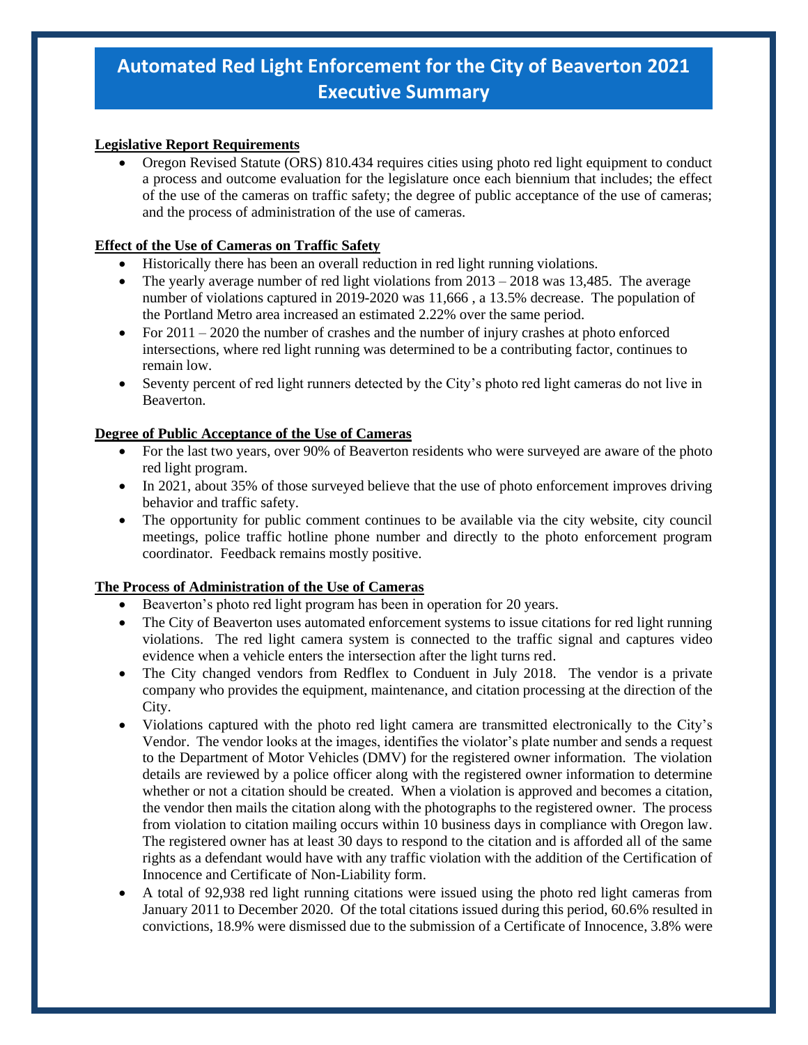# Automated Red Light Enforcement for the City of Beaverton 2021 Executive Summary

**Legislative Report Requirements**

- Oregon Revised Statute (ORS) 810.434 requires cities using photo red light equipment to conduct a process and outcome evaluation for the legislature once each biennium that includes; the effect of the use of the cameras on traffic safety; the degree of public acceptance of the use of cameras; and the process of administration of the use of cameras.

**Effect of the Use of Cameras on Traffic Safety**

- Historically there has been an overall reduction in red light running violations.
- The yearly average number of red light violations from 2013 – 2018 was 13,485. The average number of violations captured in 2019-2020 was 11,666 , a 13.5% decrease. The population of the Portland Metro area increased an estimated 2.22% over the same period.
- For 2011 – 2020 the number of crashes and the number of injury crashes at photo enforced intersections, where red light running was determined to be a contributing factor, continues to remain low.
- Seventy percent of red light runners detected by the City's photo red light cameras do not live in Beaverton.

**Degree of Public Acceptance of the Use of Cameras**

- For the last two years, over 90% of Beaverton residents who were surveyed are aware of the photo red light program.
- In 2021, about 35% of those surveyed believe that the use of photo enforcement improves driving behavior and traffic safety.
- The opportunity for public comment continues to be available via the city website, city council meetings, police traffic hotline phone number and directly to the photo enforcement program coordinator. Feedback remains mostly positive.

**The Process of Administration of the Use of Cameras**

- Beaverton's photo red light program has been in operation for 20 years.
- The City of Beaverton uses automated enforcement systems to issue citations for red light running violations. The red light camera system is connected to the traffic signal and captures video evidence when a vehicle enters the intersection after the light turns red.
- The City changed vendors from Redflex to Conduent in July 2018. The vendor is a private company who provides the equipment, maintenance, and citation processing at the direction of the City.
- Violations captured with the photo red light camera are transmitted electronically to the City's Vendor. The vendor looks at the images, identifies the violator's plate number and sends a request to the Department of Motor Vehicles (DMV) for the registered owner information. The violation details are reviewed by a police officer along with the registered owner information to determine whether or not a citation should be created. When a violation is approved and becomes a citation, the vendor then mails the citation along with the photographs to the registered owner. The process from violation to citation mailing occurs within 10 business days in compliance with Oregon law. The registered owner has at least 30 days to respond to the citation and is afforded all of the same rights as a defendant would have with any traffic violation with the addition of the Certification of Innocence and Certificate of Non-Liability form.
- A total of 92,938 red light running citations were issued using the photo red light cameras from January 2011 to December 2020. Of the total citations issued during this period, 60.6% resulted in convictions, 18.9% were dismissed due to the submission of a Certificate of Innocence, 3.8% were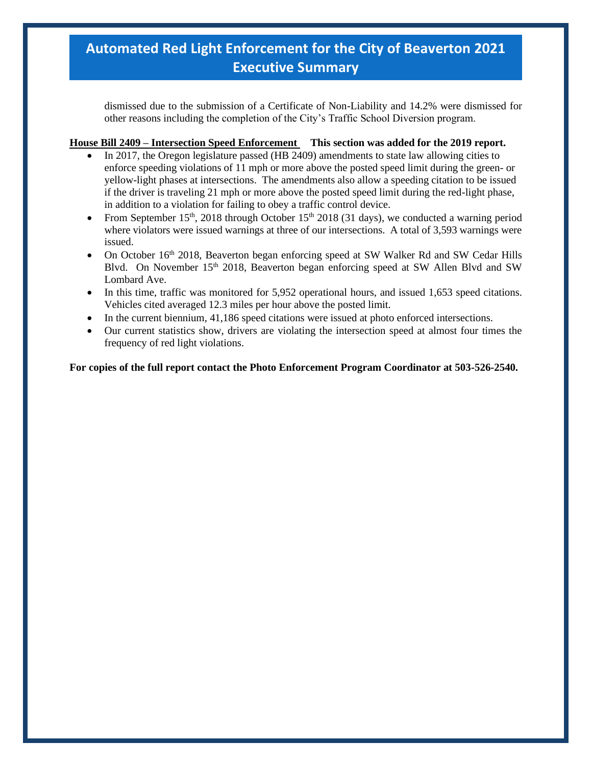dismissed due to the submission of a Certificate of Non-Liability and 14.2% were dismissed for other reasons including the completion of the City's Traffic School Diversion program.

**House Bill 2409 – Intersection Speed Enforcement** **This section was added for the 2019 report.**

- In 2017, the Oregon legislature passed (HB 2409) amendments to state law allowing cities to enforce speeding violations of 11 mph or more above the posted speed limit during the green- or yellow-light phases at intersections. The amendments also allow a speeding citation to be issued if the driver is traveling 21 mph or more above the posted speed limit during the red-light phase, in addition to a violation for failing to obey a traffic control device.
- From September 15th, 2018 through October 15th 2018 (31 days), we conducted a warning period where violators were issued warnings at three of our intersections. A total of 3,593 warnings were issued.
- On October 16th 2018, Beaverton began enforcing speed at SW Walker Rd and SW Cedar Hills Blvd. On November 15th 2018, Beaverton began enforcing speed at SW Allen Blvd and SW Lombard Ave.
- In this time, traffic was monitored for 5,952 operational hours, and issued 1,653 speed citations. Vehicles cited averaged 12.3 miles per hour above the posted limit.
- In the current biennium, 41,186 speed citations were issued at photo enforced intersections.
- Our current statistics show, drivers are violating the intersection speed at almost four times the frequency of red light violations.

**For copies of the full report contact the Photo Enforcement Program Coordinator at 503-526-2540.**